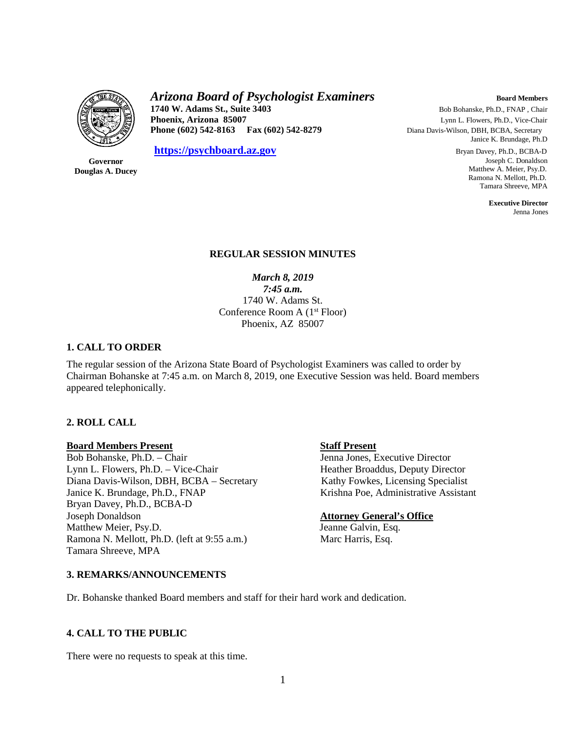# *Arizona Board of Psychologist Examiners*

**1740 W. Adams St., Suite 3403**
**Phoenix, Arizona 85007**
**Phone (602) 542-8163 Fax (602) 542-8279**

**https://psychboard.az.gov**

**Governor**
**Douglas A. Ducey**

**Board Members**
Bob Bohanske, Ph.D., FNAP , Chair
Lynn L. Flowers, Ph.D., Vice-Chair
Diana Davis-Wilson, DBH, BCBA, Secretary
Janice K. Brundage, Ph.D
Bryan Davey, Ph.D., BCBA-D
Joseph C. Donaldson
Matthew A. Meier, Psy.D.
Ramona N. Mellott, Ph.D.
Tamara Shreeve, MPA

**Executive Director**
Jenna Jones

## REGULAR SESSION MINUTES

***March 8, 2019***
***7:45 a.m.***
1740 W. Adams St.
Conference Room A (1st Floor)
Phoenix, AZ 85007

### 1. CALL TO ORDER

The regular session of the Arizona State Board of Psychologist Examiners was called to order by Chairman Bohanske at 7:45 a.m. on March 8, 2019, one Executive Session was held. Board members appeared telephonically.

### 2. ROLL CALL

**Board Members Present**
Bob Bohanske, Ph.D. – Chair
Lynn L. Flowers, Ph.D. – Vice-Chair
Diana Davis-Wilson, DBH, BCBA – Secretary
Janice K. Brundage, Ph.D., FNAP
Bryan Davey, Ph.D., BCBA-D
Joseph Donaldson
Matthew Meier, Psy.D.
Ramona N. Mellott, Ph.D. (left at 9:55 a.m.)
Tamara Shreeve, MPA

**Staff Present**
Jenna Jones, Executive Director
Heather Broaddus, Deputy Director
Kathy Fowkes, Licensing Specialist
Krishna Poe, Administrative Assistant

**Attorney General's Office**
Jeanne Galvin, Esq.
Marc Harris, Esq.

### 3. REMARKS/ANNOUNCEMENTS

Dr. Bohanske thanked Board members and staff for their hard work and dedication.

### 4. CALL TO THE PUBLIC

There were no requests to speak at this time.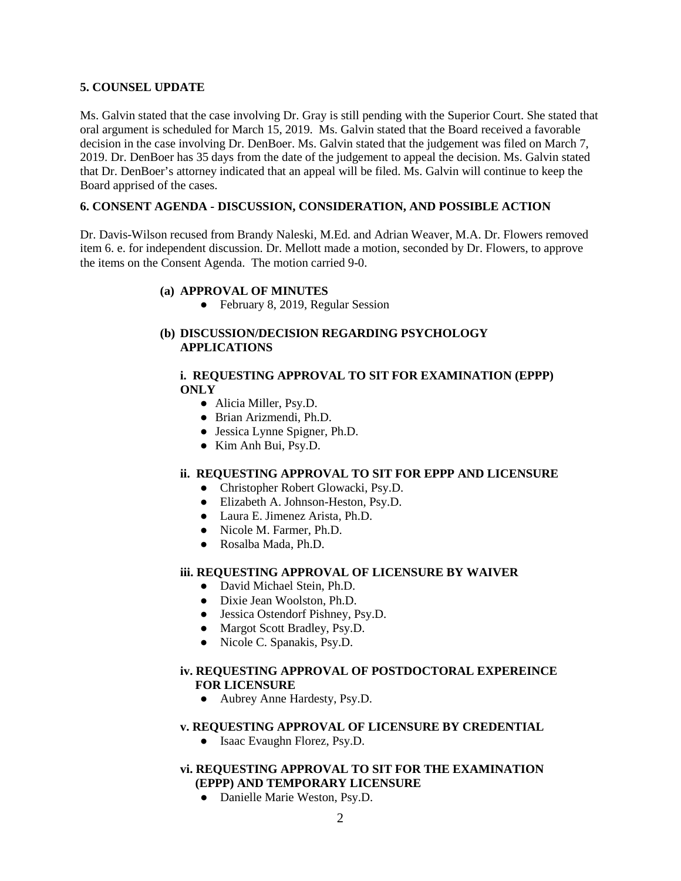**5. COUNSEL UPDATE**

Ms. Galvin stated that the case involving Dr. Gray is still pending with the Superior Court. She stated that oral argument is scheduled for March 15, 2019. Ms. Galvin stated that the Board received a favorable decision in the case involving Dr. DenBoer. Ms. Galvin stated that the judgement was filed on March 7, 2019. Dr. DenBoer has 35 days from the date of the judgement to appeal the decision. Ms. Galvin stated that Dr. DenBoer's attorney indicated that an appeal will be filed. Ms. Galvin will continue to keep the Board apprised of the cases.

**6. CONSENT AGENDA - DISCUSSION, CONSIDERATION, AND POSSIBLE ACTION**

Dr. Davis-Wilson recused from Brandy Naleski, M.Ed. and Adrian Weaver, M.A. Dr. Flowers removed item 6. e. for independent discussion. Dr. Mellott made a motion, seconded by Dr. Flowers, to approve the items on the Consent Agenda. The motion carried 9-0.

**(a) APPROVAL OF MINUTES**

- February 8, 2019, Regular Session

**(b) DISCUSSION/DECISION REGARDING PSYCHOLOGY APPLICATIONS**

**i. REQUESTING APPROVAL TO SIT FOR EXAMINATION (EPPP) ONLY**

- Alicia Miller, Psy.D.
- Brian Arizmendi, Ph.D.
- Jessica Lynne Spigner, Ph.D.
- Kim Anh Bui, Psy.D.

**ii. REQUESTING APPROVAL TO SIT FOR EPPP AND LICENSURE**

- Christopher Robert Glowacki, Psy.D.
- Elizabeth A. Johnson-Heston, Psy.D.
- Laura E. Jimenez Arista, Ph.D.
- Nicole M. Farmer, Ph.D.
- Rosalba Mada, Ph.D.

**iii. REQUESTING APPROVAL OF LICENSURE BY WAIVER**

- David Michael Stein, Ph.D.
- Dixie Jean Woolston, Ph.D.
- Jessica Ostendorf Pishney, Psy.D.
- Margot Scott Bradley, Psy.D.
- Nicole C. Spanakis, Psy.D.

**iv. REQUESTING APPROVAL OF POSTDOCTORAL EXPEREINCE FOR LICENSURE**

- Aubrey Anne Hardesty, Psy.D.

**v. REQUESTING APPROVAL OF LICENSURE BY CREDENTIAL**

- Isaac Evaughn Florez, Psy.D.

**vi. REQUESTING APPROVAL TO SIT FOR THE EXAMINATION (EPPP) AND TEMPORARY LICENSURE**

- Danielle Marie Weston, Psy.D.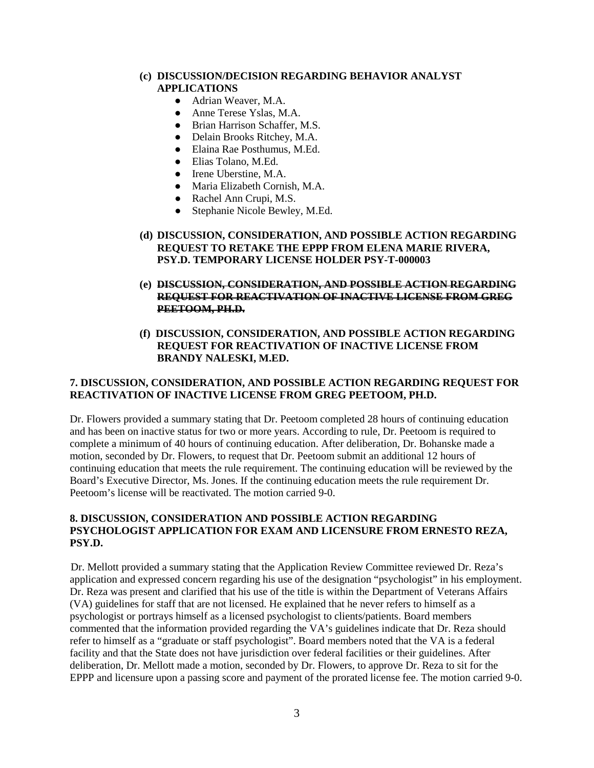**(c) DISCUSSION/DECISION REGARDING BEHAVIOR ANALYST APPLICATIONS**

- Adrian Weaver, M.A.
- Anne Terese Yslas, M.A.
- Brian Harrison Schaffer, M.S.
- Delain Brooks Ritchey, M.A.
- Elaina Rae Posthumus, M.Ed.
- Elias Tolano, M.Ed.
- Irene Uberstine, M.A.
- Maria Elizabeth Cornish, M.A.
- Rachel Ann Crupi, M.S.
- Stephanie Nicole Bewley, M.Ed.

**(d) DISCUSSION, CONSIDERATION, AND POSSIBLE ACTION REGARDING REQUEST TO RETAKE THE EPPP FROM ELENA MARIE RIVERA, PSY.D. TEMPORARY LICENSE HOLDER PSY-T-000003**

**(e) ~~DISCUSSION, CONSIDERATION, AND POSSIBLE ACTION REGARDING REQUEST FOR REACTIVATION OF INACTIVE LICENSE FROM GREG PEETOOM, PH.D.~~**

**(f) DISCUSSION, CONSIDERATION, AND POSSIBLE ACTION REGARDING REQUEST FOR REACTIVATION OF INACTIVE LICENSE FROM BRANDY NALESKI, M.ED.**

**7. DISCUSSION, CONSIDERATION, AND POSSIBLE ACTION REGARDING REQUEST FOR REACTIVATION OF INACTIVE LICENSE FROM GREG PEETOOM, PH.D.**

Dr. Flowers provided a summary stating that Dr. Peetoom completed 28 hours of continuing education and has been on inactive status for two or more years. According to rule, Dr. Peetoom is required to complete a minimum of 40 hours of continuing education. After deliberation, Dr. Bohanske made a motion, seconded by Dr. Flowers, to request that Dr. Peetoom submit an additional 12 hours of continuing education that meets the rule requirement. The continuing education will be reviewed by the Board's Executive Director, Ms. Jones. If the continuing education meets the rule requirement Dr. Peetoom's license will be reactivated. The motion carried 9-0.

**8. DISCUSSION, CONSIDERATION AND POSSIBLE ACTION REGARDING PSYCHOLOGIST APPLICATION FOR EXAM AND LICENSURE FROM ERNESTO REZA, PSY.D.**

Dr. Mellott provided a summary stating that the Application Review Committee reviewed Dr. Reza's application and expressed concern regarding his use of the designation "psychologist" in his employment. Dr. Reza was present and clarified that his use of the title is within the Department of Veterans Affairs (VA) guidelines for staff that are not licensed. He explained that he never refers to himself as a psychologist or portrays himself as a licensed psychologist to clients/patients. Board members commented that the information provided regarding the VA's guidelines indicate that Dr. Reza should refer to himself as a "graduate or staff psychologist". Board members noted that the VA is a federal facility and that the State does not have jurisdiction over federal facilities or their guidelines. After deliberation, Dr. Mellott made a motion, seconded by Dr. Flowers, to approve Dr. Reza to sit for the EPPP and licensure upon a passing score and payment of the prorated license fee. The motion carried 9-0.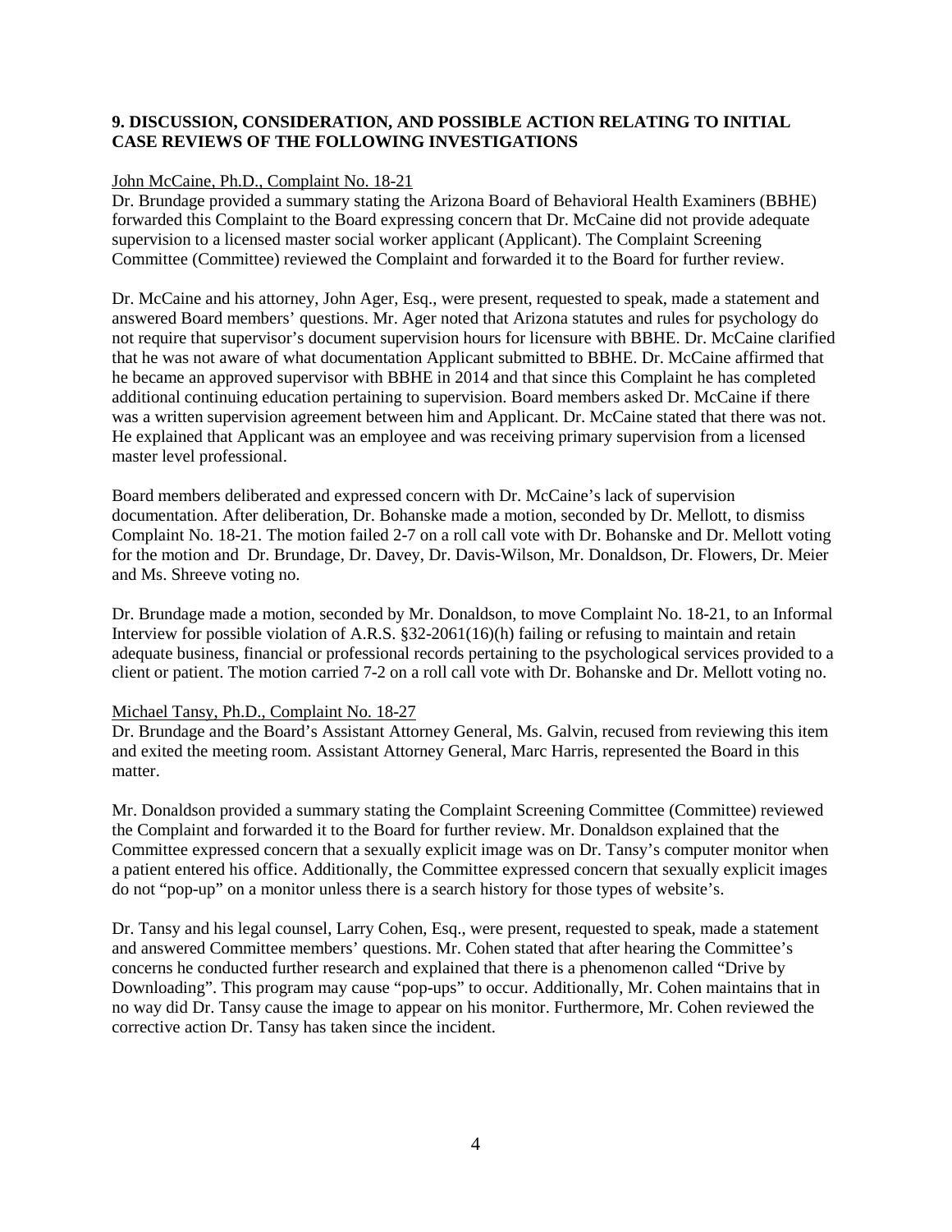## 9. DISCUSSION, CONSIDERATION, AND POSSIBLE ACTION RELATING TO INITIAL CASE REVIEWS OF THE FOLLOWING INVESTIGATIONS

John McCaine, Ph.D., Complaint No. 18-21

Dr. Brundage provided a summary stating the Arizona Board of Behavioral Health Examiners (BBHE) forwarded this Complaint to the Board expressing concern that Dr. McCaine did not provide adequate supervision to a licensed master social worker applicant (Applicant). The Complaint Screening Committee (Committee) reviewed the Complaint and forwarded it to the Board for further review.

Dr. McCaine and his attorney, John Ager, Esq., were present, requested to speak, made a statement and answered Board members' questions. Mr. Ager noted that Arizona statutes and rules for psychology do not require that supervisor's document supervision hours for licensure with BBHE. Dr. McCaine clarified that he was not aware of what documentation Applicant submitted to BBHE. Dr. McCaine affirmed that he became an approved supervisor with BBHE in 2014 and that since this Complaint he has completed additional continuing education pertaining to supervision. Board members asked Dr. McCaine if there was a written supervision agreement between him and Applicant. Dr. McCaine stated that there was not. He explained that Applicant was an employee and was receiving primary supervision from a licensed master level professional.

Board members deliberated and expressed concern with Dr. McCaine's lack of supervision documentation. After deliberation, Dr. Bohanske made a motion, seconded by Dr. Mellott, to dismiss Complaint No. 18-21. The motion failed 2-7 on a roll call vote with Dr. Bohanske and Dr. Mellott voting for the motion and Dr. Brundage, Dr. Davey, Dr. Davis-Wilson, Mr. Donaldson, Dr. Flowers, Dr. Meier and Ms. Shreeve voting no.

Dr. Brundage made a motion, seconded by Mr. Donaldson, to move Complaint No. 18-21, to an Informal Interview for possible violation of A.R.S. §32-2061(16)(h) failing or refusing to maintain and retain adequate business, financial or professional records pertaining to the psychological services provided to a client or patient. The motion carried 7-2 on a roll call vote with Dr. Bohanske and Dr. Mellott voting no.

Michael Tansy, Ph.D., Complaint No. 18-27

Dr. Brundage and the Board's Assistant Attorney General, Ms. Galvin, recused from reviewing this item and exited the meeting room. Assistant Attorney General, Marc Harris, represented the Board in this matter.

Mr. Donaldson provided a summary stating the Complaint Screening Committee (Committee) reviewed the Complaint and forwarded it to the Board for further review. Mr. Donaldson explained that the Committee expressed concern that a sexually explicit image was on Dr. Tansy's computer monitor when a patient entered his office. Additionally, the Committee expressed concern that sexually explicit images do not "pop-up" on a monitor unless there is a search history for those types of website's.

Dr. Tansy and his legal counsel, Larry Cohen, Esq., were present, requested to speak, made a statement and answered Committee members' questions. Mr. Cohen stated that after hearing the Committee's concerns he conducted further research and explained that there is a phenomenon called "Drive by Downloading". This program may cause "pop-ups" to occur. Additionally, Mr. Cohen maintains that in no way did Dr. Tansy cause the image to appear on his monitor. Furthermore, Mr. Cohen reviewed the corrective action Dr. Tansy has taken since the incident.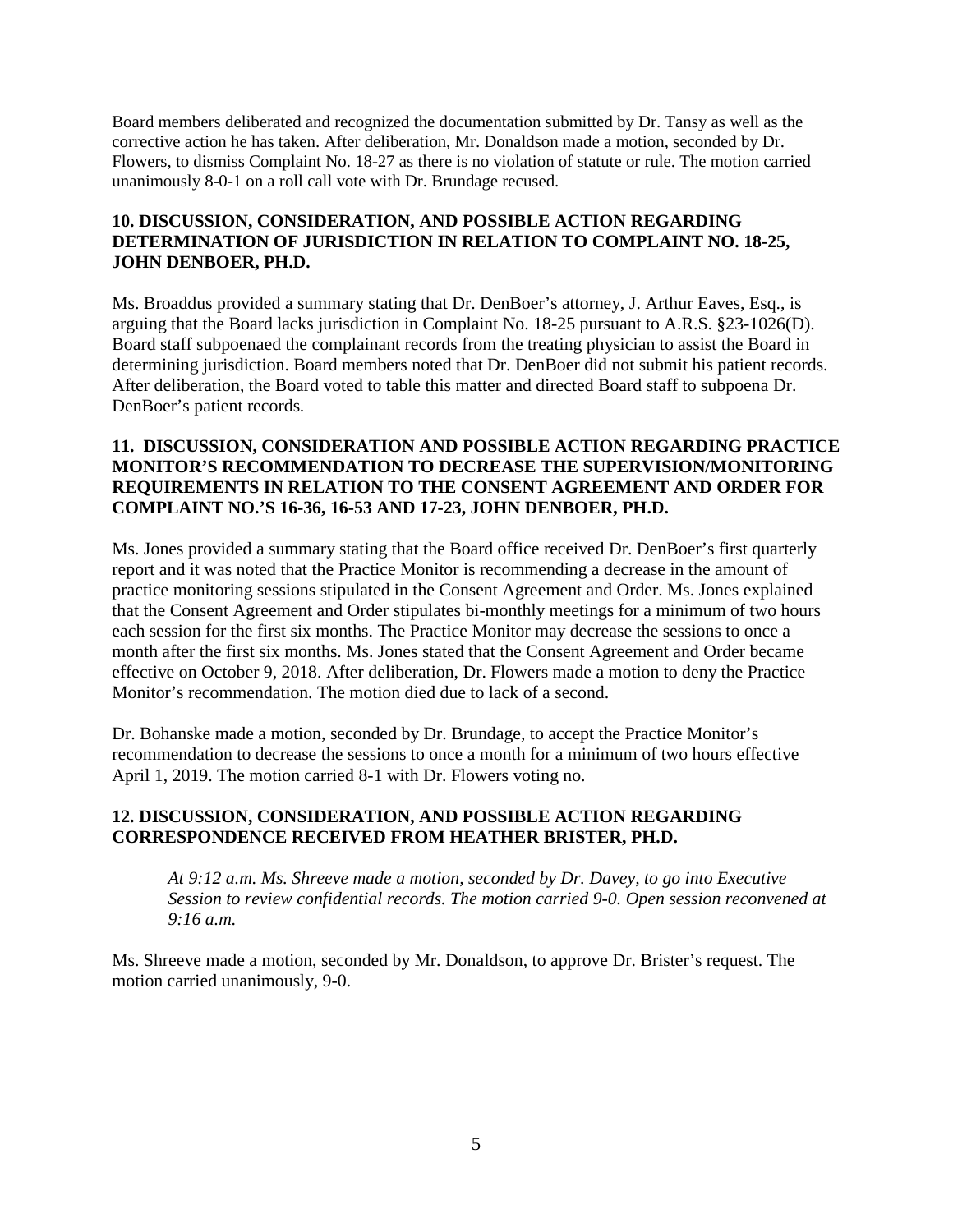Board members deliberated and recognized the documentation submitted by Dr. Tansy as well as the corrective action he has taken. After deliberation, Mr. Donaldson made a motion, seconded by Dr. Flowers, to dismiss Complaint No. 18-27 as there is no violation of statute or rule. The motion carried unanimously 8-0-1 on a roll call vote with Dr. Brundage recused.

**10. DISCUSSION, CONSIDERATION, AND POSSIBLE ACTION REGARDING DETERMINATION OF JURISDICTION IN RELATION TO COMPLAINT NO. 18-25, JOHN DENBOER, PH.D.**

Ms. Broaddus provided a summary stating that Dr. DenBoer's attorney, J. Arthur Eaves, Esq., is arguing that the Board lacks jurisdiction in Complaint No. 18-25 pursuant to A.R.S. §23-1026(D). Board staff subpoenaed the complainant records from the treating physician to assist the Board in determining jurisdiction. Board members noted that Dr. DenBoer did not submit his patient records. After deliberation, the Board voted to table this matter and directed Board staff to subpoena Dr. DenBoer's patient records.

**11. DISCUSSION, CONSIDERATION AND POSSIBLE ACTION REGARDING PRACTICE MONITOR'S RECOMMENDATION TO DECREASE THE SUPERVISION/MONITORING REQUIREMENTS IN RELATION TO THE CONSENT AGREEMENT AND ORDER FOR COMPLAINT NO.'S 16-36, 16-53 AND 17-23, JOHN DENBOER, PH.D.**

Ms. Jones provided a summary stating that the Board office received Dr. DenBoer's first quarterly report and it was noted that the Practice Monitor is recommending a decrease in the amount of practice monitoring sessions stipulated in the Consent Agreement and Order. Ms. Jones explained that the Consent Agreement and Order stipulates bi-monthly meetings for a minimum of two hours each session for the first six months. The Practice Monitor may decrease the sessions to once a month after the first six months. Ms. Jones stated that the Consent Agreement and Order became effective on October 9, 2018. After deliberation, Dr. Flowers made a motion to deny the Practice Monitor's recommendation. The motion died due to lack of a second.

Dr. Bohanske made a motion, seconded by Dr. Brundage, to accept the Practice Monitor's recommendation to decrease the sessions to once a month for a minimum of two hours effective April 1, 2019. The motion carried 8-1 with Dr. Flowers voting no.

**12. DISCUSSION, CONSIDERATION, AND POSSIBLE ACTION REGARDING CORRESPONDENCE RECEIVED FROM HEATHER BRISTER, PH.D.**

*At 9:12 a.m. Ms. Shreeve made a motion, seconded by Dr. Davey, to go into Executive Session to review confidential records. The motion carried 9-0. Open session reconvened at 9:16 a.m.*

Ms. Shreeve made a motion, seconded by Mr. Donaldson, to approve Dr. Brister's request. The motion carried unanimously, 9-0.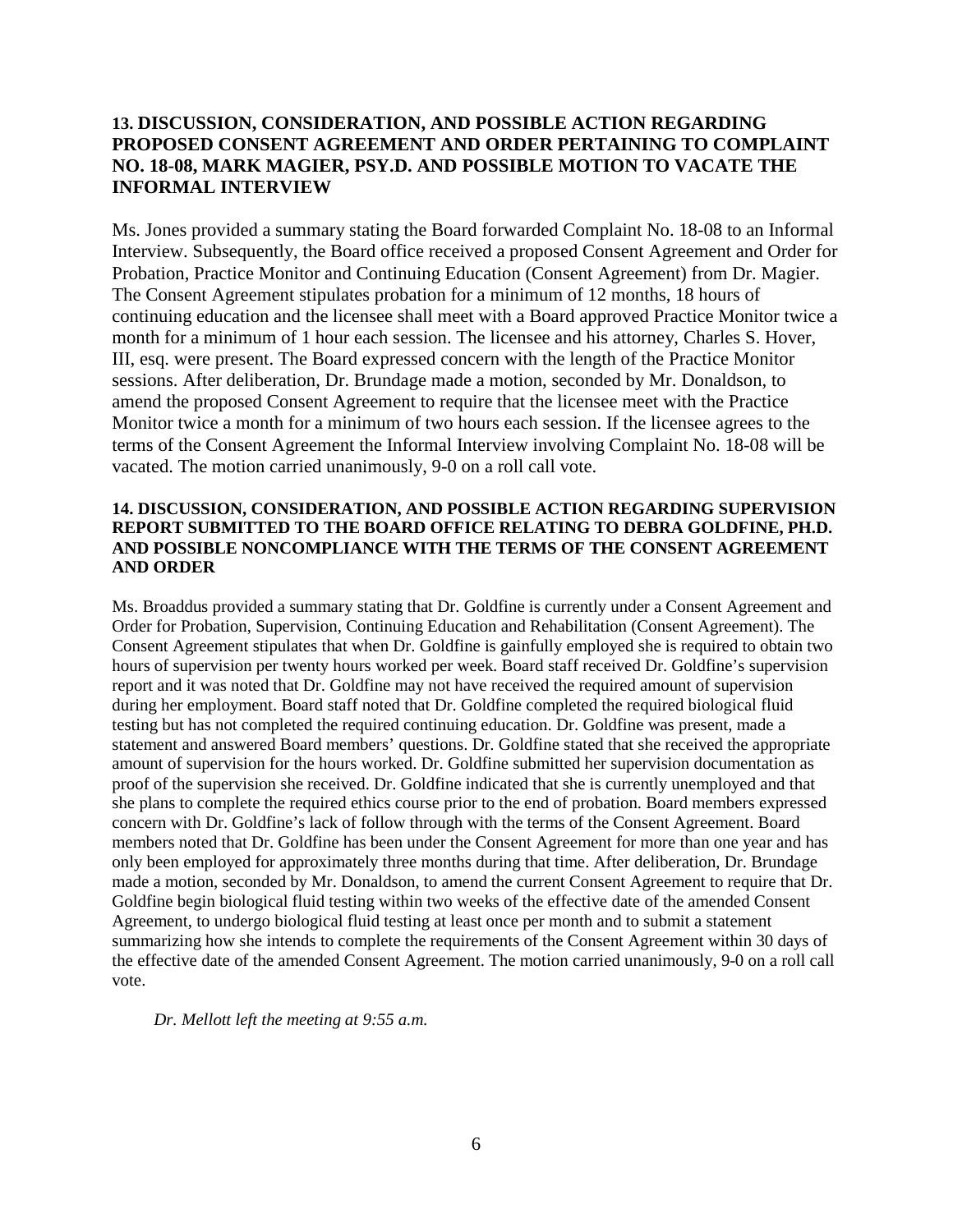### 13. DISCUSSION, CONSIDERATION, AND POSSIBLE ACTION REGARDING PROPOSED CONSENT AGREEMENT AND ORDER PERTAINING TO COMPLAINT NO. 18-08, MARK MAGIER, PSY.D. AND POSSIBLE MOTION TO VACATE THE INFORMAL INTERVIEW

Ms. Jones provided a summary stating the Board forwarded Complaint No. 18-08 to an Informal Interview. Subsequently, the Board office received a proposed Consent Agreement and Order for Probation, Practice Monitor and Continuing Education (Consent Agreement) from Dr. Magier. The Consent Agreement stipulates probation for a minimum of 12 months, 18 hours of continuing education and the licensee shall meet with a Board approved Practice Monitor twice a month for a minimum of 1 hour each session. The licensee and his attorney, Charles S. Hover, III, esq. were present. The Board expressed concern with the length of the Practice Monitor sessions. After deliberation, Dr. Brundage made a motion, seconded by Mr. Donaldson, to amend the proposed Consent Agreement to require that the licensee meet with the Practice Monitor twice a month for a minimum of two hours each session. If the licensee agrees to the terms of the Consent Agreement the Informal Interview involving Complaint No. 18-08 will be vacated. The motion carried unanimously, 9-0 on a roll call vote.

### 14. DISCUSSION, CONSIDERATION, AND POSSIBLE ACTION REGARDING SUPERVISION REPORT SUBMITTED TO THE BOARD OFFICE RELATING TO DEBRA GOLDFINE, PH.D. AND POSSIBLE NONCOMPLIANCE WITH THE TERMS OF THE CONSENT AGREEMENT AND ORDER

Ms. Broaddus provided a summary stating that Dr. Goldfine is currently under a Consent Agreement and Order for Probation, Supervision, Continuing Education and Rehabilitation (Consent Agreement). The Consent Agreement stipulates that when Dr. Goldfine is gainfully employed she is required to obtain two hours of supervision per twenty hours worked per week. Board staff received Dr. Goldfine's supervision report and it was noted that Dr. Goldfine may not have received the required amount of supervision during her employment. Board staff noted that Dr. Goldfine completed the required biological fluid testing but has not completed the required continuing education. Dr. Goldfine was present, made a statement and answered Board members' questions. Dr. Goldfine stated that she received the appropriate amount of supervision for the hours worked. Dr. Goldfine submitted her supervision documentation as proof of the supervision she received. Dr. Goldfine indicated that she is currently unemployed and that she plans to complete the required ethics course prior to the end of probation. Board members expressed concern with Dr. Goldfine's lack of follow through with the terms of the Consent Agreement. Board members noted that Dr. Goldfine has been under the Consent Agreement for more than one year and has only been employed for approximately three months during that time. After deliberation, Dr. Brundage made a motion, seconded by Mr. Donaldson, to amend the current Consent Agreement to require that Dr. Goldfine begin biological fluid testing within two weeks of the effective date of the amended Consent Agreement, to undergo biological fluid testing at least once per month and to submit a statement summarizing how she intends to complete the requirements of the Consent Agreement within 30 days of the effective date of the amended Consent Agreement. The motion carried unanimously, 9-0 on a roll call vote.

*Dr. Mellott left the meeting at 9:55 a.m.*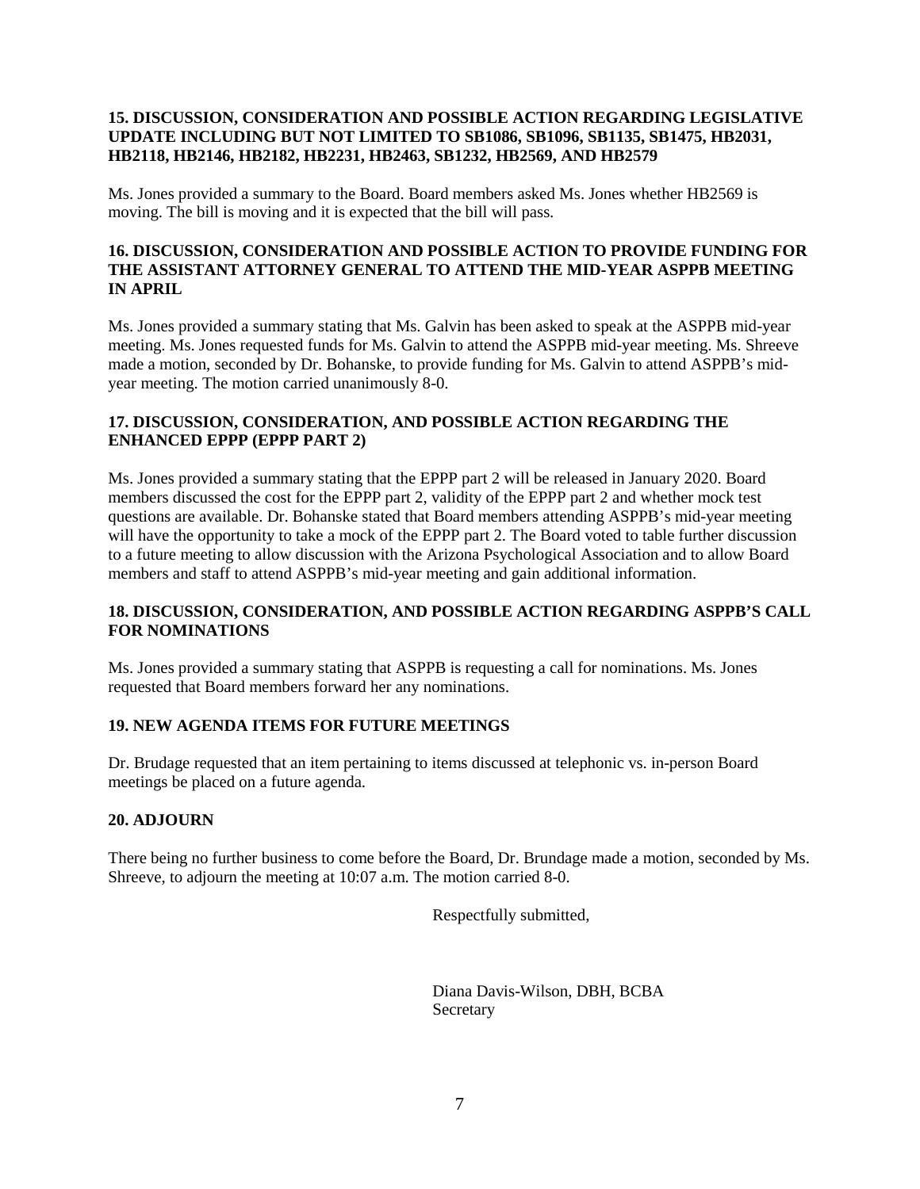**15. DISCUSSION, CONSIDERATION AND POSSIBLE ACTION REGARDING LEGISLATIVE UPDATE INCLUDING BUT NOT LIMITED TO SB1086, SB1096, SB1135, SB1475, HB2031, HB2118, HB2146, HB2182, HB2231, HB2463, SB1232, HB2569, AND HB2579**

Ms. Jones provided a summary to the Board. Board members asked Ms. Jones whether HB2569 is moving. The bill is moving and it is expected that the bill will pass.

**16. DISCUSSION, CONSIDERATION AND POSSIBLE ACTION TO PROVIDE FUNDING FOR THE ASSISTANT ATTORNEY GENERAL TO ATTEND THE MID-YEAR ASPPB MEETING IN APRIL**

Ms. Jones provided a summary stating that Ms. Galvin has been asked to speak at the ASPPB mid-year meeting. Ms. Jones requested funds for Ms. Galvin to attend the ASPPB mid-year meeting. Ms. Shreeve made a motion, seconded by Dr. Bohanske, to provide funding for Ms. Galvin to attend ASPPB's mid-year meeting. The motion carried unanimously 8-0.

**17. DISCUSSION, CONSIDERATION, AND POSSIBLE ACTION REGARDING THE ENHANCED EPPP (EPPP PART 2)**

Ms. Jones provided a summary stating that the EPPP part 2 will be released in January 2020. Board members discussed the cost for the EPPP part 2, validity of the EPPP part 2 and whether mock test questions are available. Dr. Bohanske stated that Board members attending ASPPB's mid-year meeting will have the opportunity to take a mock of the EPPP part 2. The Board voted to table further discussion to a future meeting to allow discussion with the Arizona Psychological Association and to allow Board members and staff to attend ASPPB's mid-year meeting and gain additional information.

**18. DISCUSSION, CONSIDERATION, AND POSSIBLE ACTION REGARDING ASPPB'S CALL FOR NOMINATIONS**

Ms. Jones provided a summary stating that ASPPB is requesting a call for nominations. Ms. Jones requested that Board members forward her any nominations.

**19. NEW AGENDA ITEMS FOR FUTURE MEETINGS**

Dr. Brudage requested that an item pertaining to items discussed at telephonic vs. in-person Board meetings be placed on a future agenda.

**20. ADJOURN**

There being no further business to come before the Board, Dr. Brundage made a motion, seconded by Ms. Shreeve, to adjourn the meeting at 10:07 a.m. The motion carried 8-0.

Respectfully submitted,

Diana Davis-Wilson, DBH, BCBA
Secretary